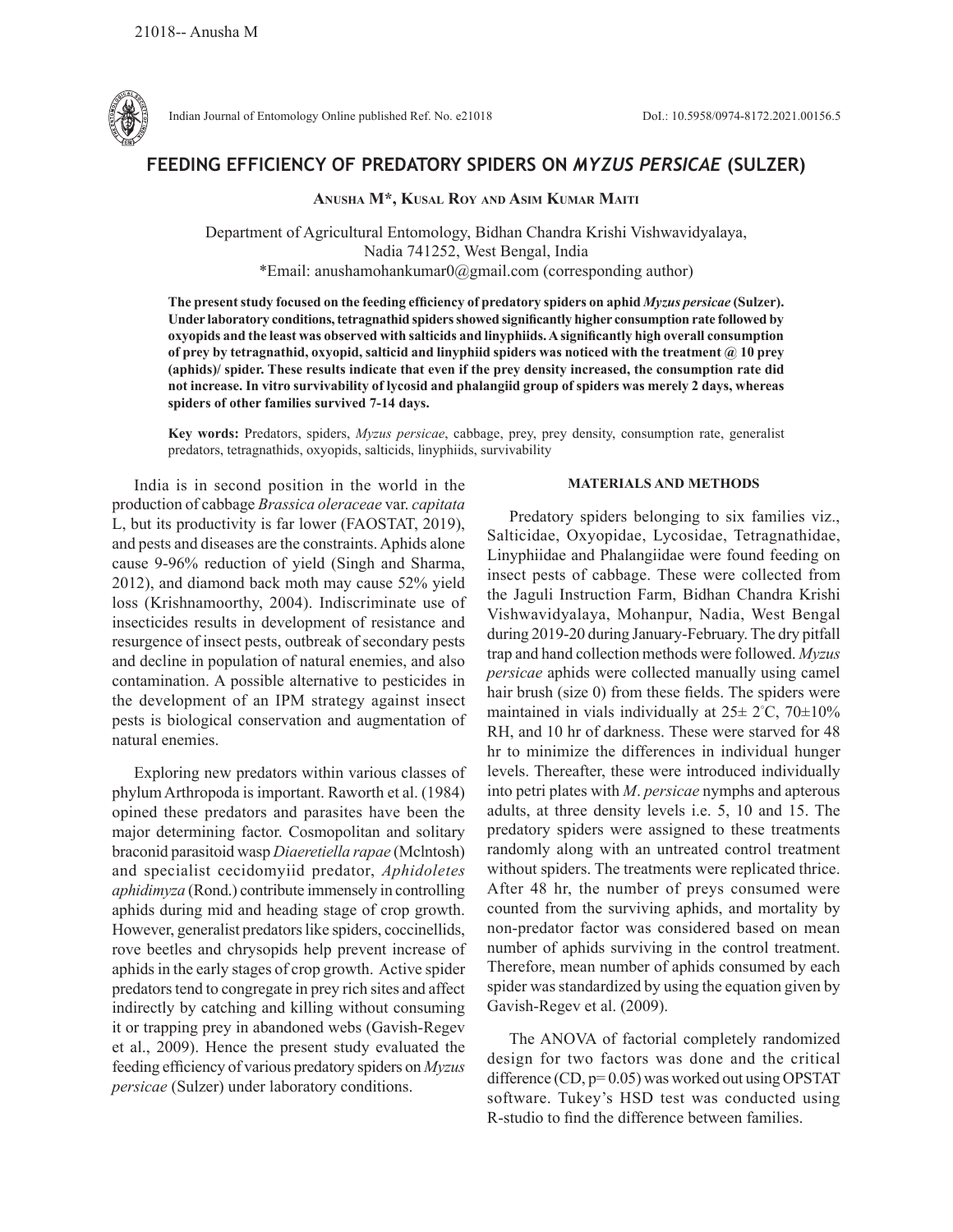# FEEDING EFFICIENCY OF PREDATORY SPIDERS ON *MYZUS PERSICAE* (SULZER)

**Anusha M\*, Kusal Roy and Asim Kumar Maiti**

Department of Agricultural Entomology, Bidhan Chandra Krishi Vishwavidyalaya, Nadia 741252, West Bengal, India
\*Email: anushamohankumar0@gmail.com (corresponding author)

**The present study focused on the feeding efficiency of predatory spiders on aphid *Myzus persicae* (Sulzer). Under laboratory conditions, tetragnathid spiders showed significantly higher consumption rate followed by oxyopids and the least was observed with salticids and linyphiids. A significantly high overall consumption of prey by tetragnathid, oxyopid, salticid and linyphiid spiders was noticed with the treatment @ 10 prey (aphids)/ spider. These results indicate that even if the prey density increased, the consumption rate did not increase. In vitro survivability of lycosid and phalangiid group of spiders was merely 2 days, whereas spiders of other families survived 7-14 days.**

**Key words:** Predators, spiders, *Myzus persicae*, cabbage, prey, prey density, consumption rate, generalist predators, tetragnathids, oxyopids, salticids, linyphiids, survivability

India is in second position in the world in the production of cabbage *Brassica oleraceae* var. *capitata* L, but its productivity is far lower (FAOSTAT, 2019), and pests and diseases are the constraints. Aphids alone cause 9-96% reduction of yield (Singh and Sharma, 2012), and diamond back moth may cause 52% yield loss (Krishnamoorthy, 2004). Indiscriminate use of insecticides results in development of resistance and resurgence of insect pests, outbreak of secondary pests and decline in population of natural enemies, and also contamination. A possible alternative to pesticides in the development of an IPM strategy against insect pests is biological conservation and augmentation of natural enemies.

Exploring new predators within various classes of phylum Arthropoda is important. Raworth et al. (1984) opined these predators and parasites have been the major determining factor. Cosmopolitan and solitary braconid parasitoid wasp *Diaeretiella rapae* (Mclntosh) and specialist cecidomyiid predator, *Aphidoletes aphidimyza* (Rond.) contribute immensely in controlling aphids during mid and heading stage of crop growth. However, generalist predators like spiders, coccinellids, rove beetles and chrysopids help prevent increase of aphids in the early stages of crop growth. Active spider predators tend to congregate in prey rich sites and affect indirectly by catching and killing without consuming it or trapping prey in abandoned webs (Gavish-Regev et al., 2009). Hence the present study evaluated the feeding efficiency of various predatory spiders on *Myzus persicae* (Sulzer) under laboratory conditions.

## MATERIALS AND METHODS

Predatory spiders belonging to six families viz., Salticidae, Oxyopidae, Lycosidae, Tetragnathidae, Linyphiidae and Phalangiidae were found feeding on insect pests of cabbage. These were collected from the Jaguli Instruction Farm, Bidhan Chandra Krishi Vishwavidyalaya, Mohanpur, Nadia, West Bengal during 2019-20 during January-February. The dry pitfall trap and hand collection methods were followed. *Myzus persicae* aphids were collected manually using camel hair brush (size 0) from these fields. The spiders were maintained in vials individually at 25± 2°C, 70±10% RH, and 10 hr of darkness. These were starved for 48 hr to minimize the differences in individual hunger levels. Thereafter, these were introduced individually into petri plates with *M. persicae* nymphs and apterous adults, at three density levels i.e. 5, 10 and 15. The predatory spiders were assigned to these treatments randomly along with an untreated control treatment without spiders. The treatments were replicated thrice. After 48 hr, the number of preys consumed were counted from the surviving aphids, and mortality by non-predator factor was considered based on mean number of aphids surviving in the control treatment. Therefore, mean number of aphids consumed by each spider was standardized by using the equation given by Gavish-Regev et al. (2009).

The ANOVA of factorial completely randomized design for two factors was done and the critical difference (CD, $p= 0.05$) was worked out using OPSTAT software. Tukey's HSD test was conducted using R-studio to find the difference between families.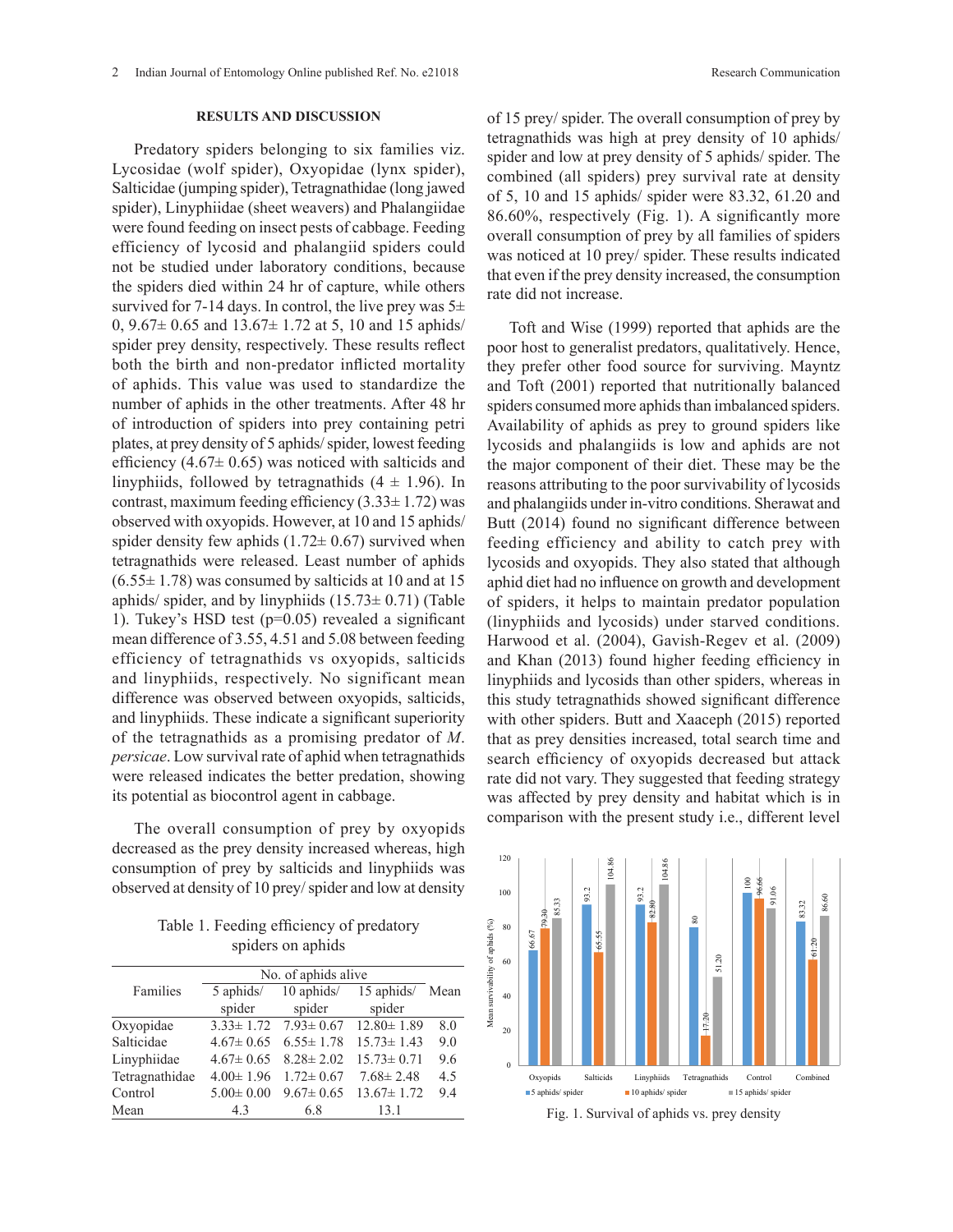## RESULTS AND DISCUSSION

Predatory spiders belonging to six families viz. Lycosidae (wolf spider), Oxyopidae (lynx spider), Salticidae (jumping spider), Tetragnathidae (long jawed spider), Linyphiidae (sheet weavers) and Phalangiidae were found feeding on insect pests of cabbage. Feeding efficiency of lycosid and phalangiid spiders could not be studied under laboratory conditions, because the spiders died within 24 hr of capture, while others survived for 7-14 days. In control, the live prey was 5± 0, 9.67± 0.65 and 13.67± 1.72 at 5, 10 and 15 aphids/ spider prey density, respectively. These results reflect both the birth and non-predator inflicted mortality of aphids. This value was used to standardize the number of aphids in the other treatments. After 48 hr of introduction of spiders into prey containing petri plates, at prey density of 5 aphids/ spider, lowest feeding efficiency (4.67± 0.65) was noticed with salticids and linyphiids, followed by tetragnathids (4 ± 1.96). In contrast, maximum feeding efficiency (3.33± 1.72) was observed with oxyopids. However, at 10 and 15 aphids/ spider density few aphids (1.72± 0.67) survived when tetragnathids were released. Least number of aphids (6.55± 1.78) was consumed by salticids at 10 and at 15 aphids/ spider, and by linyphiids (15.73± 0.71) (Table 1). Tukey's HSD test (p=0.05) revealed a significant mean difference of 3.55, 4.51 and 5.08 between feeding efficiency of tetragnathids vs oxyopids, salticids and linyphiids, respectively. No significant mean difference was observed between oxyopids, salticids, and linyphiids. These indicate a significant superiority of the tetragnathids as a promising predator of *M. persicae*. Low survival rate of aphid when tetragnathids were released indicates the better predation, showing its potential as biocontrol agent in cabbage.

The overall consumption of prey by oxyopids decreased as the prey density increased whereas, high consumption of prey by salticids and linyphiids was observed at density of 10 prey/ spider and low at density of 15 prey/ spider. The overall consumption of prey by tetragnathids was high at prey density of 10 aphids/ spider and low at prey density of 5 aphids/ spider. The combined (all spiders) prey survival rate at density of 5, 10 and 15 aphids/ spider were 83.32, 61.20 and 86.60%, respectively (Fig. 1). A significantly more overall consumption of prey by all families of spiders was noticed at 10 prey/ spider. These results indicated that even if the prey density increased, the consumption rate did not increase.

Table 1. Feeding efficiency of predatory spiders on aphids

| Families | No. of aphids alive | | | Mean |
|---|---|---|---|---|
| | 5 aphids/ spider | 10 aphids/ spider | 15 aphids/ spider | |
| Oxyopidae | 3.33± 1.72 | 7.93± 0.67 | 12.80± 1.89 | 8.0 |
| Salticidae | 4.67± 0.65 | 6.55± 1.78 | 15.73± 1.43 | 9.0 |
| Linyphiidae | 4.67± 0.65 | 8.28± 2.02 | 15.73± 0.71 | 9.6 |
| Tetragnathidae | 4.00± 1.96 | 1.72± 0.67 | 7.68± 2.48 | 4.5 |
| Control | 5.00± 0.00 | 9.67± 0.65 | 13.67± 1.72 | 9.4 |
| Mean | 4.3 | 6.8 | 13.1 | |

Toft and Wise (1999) reported that aphids are the poor host to generalist predators, qualitatively. Hence, they prefer other food source for surviving. Mayntz and Toft (2001) reported that nutritionally balanced spiders consumed more aphids than imbalanced spiders. Availability of aphids as prey to ground spiders like lycosids and phalangiids is low and aphids are not the major component of their diet. These may be the reasons attributing to the poor survivability of lycosids and phalangiids under in-vitro conditions. Sherawat and Butt (2014) found no significant difference between feeding efficiency and ability to catch prey with lycosids and oxyopids. They also stated that although aphid diet had no influence on growth and development of spiders, it helps to maintain predator population (linyphiids and lycosids) under starved conditions. Harwood et al. (2004), Gavish-Regev et al. (2009) and Khan (2013) found higher feeding efficiency in linyphiids and lycosids than other spiders, whereas in this study tetragnathids showed significant difference with other spiders. Butt and Xaaceph (2015) reported that as prey densities increased, total search time and search efficiency of oxyopids decreased but attack rate did not vary. They suggested that feeding strategy was affected by prey density and habitat which is in comparison with the present study i.e., different level

Fig. 1. Survival of aphids vs. prey density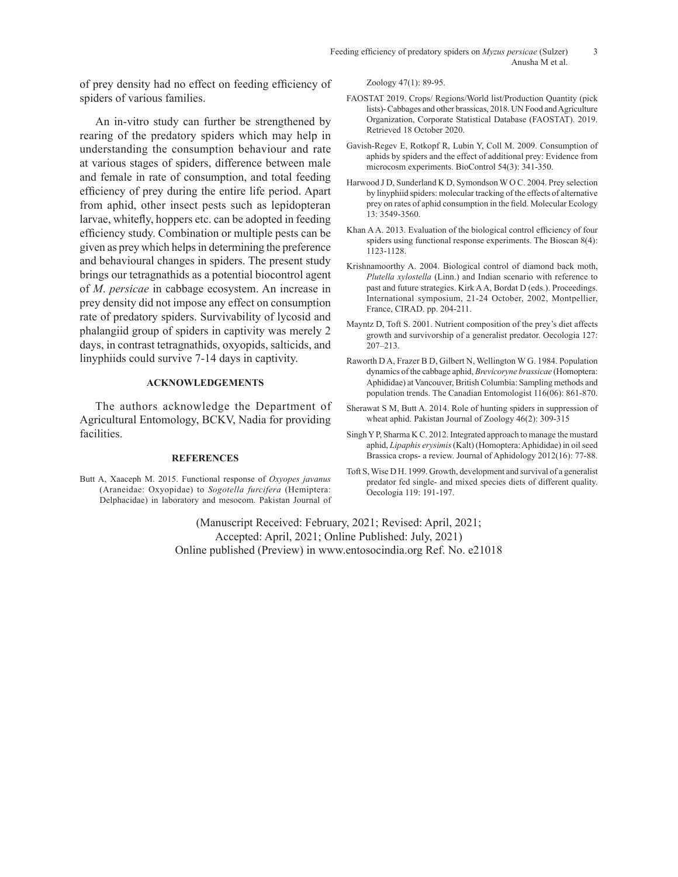of prey density had no effect on feeding efficiency of spiders of various families.

An in-vitro study can further be strengthened by rearing of the predatory spiders which may help in understanding the consumption behaviour and rate at various stages of spiders, difference between male and female in rate of consumption, and total feeding efficiency of prey during the entire life period. Apart from aphid, other insect pests such as lepidopteran larvae, whitefly, hoppers etc. can be adopted in feeding efficiency study. Combination or multiple pests can be given as prey which helps in determining the preference and behavioural changes in spiders. The present study brings our tetragnathids as a potential biocontrol agent of *M. persicae* in cabbage ecosystem. An increase in prey density did not impose any effect on consumption rate of predatory spiders. Survivability of lycosid and phalangiid group of spiders in captivity was merely 2 days, in contrast tetragnathids, oxyopids, salticids, and linyphiids could survive 7-14 days in captivity.

## ACKNOWLEDGEMENTS

The authors acknowledge the Department of Agricultural Entomology, BCKV, Nadia for providing facilities.

## REFERENCES

Butt A, Xaaceph M. 2015. Functional response of *Oxyopes javanus* (Araneidae: Oxyopidae) to *Sogotella furcifera* (Hemiptera: Delphacidae) in laboratory and mesocom. Pakistan Journal of Zoology 47(1): 89-95.

FAOSTAT 2019. Crops/ Regions/World list/Production Quantity (pick lists)- Cabbages and other brassicas, 2018. UN Food and Agriculture Organization, Corporate Statistical Database (FAOSTAT). 2019. Retrieved 18 October 2020.

Gavish-Regev E, Rotkopf R, Lubin Y, Coll M. 2009. Consumption of aphids by spiders and the effect of additional prey: Evidence from microcosm experiments. BioControl 54(3): 341-350.

Harwood J D, Sunderland K D, Symondson W O C. 2004. Prey selection by linyphiid spiders: molecular tracking of the effects of alternative prey on rates of aphid consumption in the field. Molecular Ecology 13: 3549-3560.

Khan A A. 2013. Evaluation of the biological control efficiency of four spiders using functional response experiments. The Bioscan 8(4): 1123-1128.

Krishnamoorthy A. 2004. Biological control of diamond back moth, *Plutella xylostella* (Linn.) and Indian scenario with reference to past and future strategies. Kirk A A, Bordat D (eds.). Proceedings. International symposium, 21-24 October, 2002, Montpellier, France, CIRAD. pp. 204-211.

Mayntz D, Toft S. 2001. Nutrient composition of the prey's diet affects growth and survivorship of a generalist predator. Oecologia 127: 207–213.

Raworth D A, Frazer B D, Gilbert N, Wellington W G. 1984. Population dynamics of the cabbage aphid, *Brevicoryne brassicae* (Homoptera: Aphididae) at Vancouver, British Columbia: Sampling methods and population trends. The Canadian Entomologist 116(06): 861-870.

Sherawat S M, Butt A. 2014. Role of hunting spiders in suppression of wheat aphid. Pakistan Journal of Zoology 46(2): 309-315

Singh Y P, Sharma K C. 2012. Integrated approach to manage the mustard aphid, *Lipaphis erysimis* (Kalt) (Homoptera: Aphididae) in oil seed Brassica crops- a review. Journal of Aphidology 2012(16): 77-88.

Toft S, Wise D H. 1999. Growth, development and survival of a generalist predator fed single- and mixed species diets of different quality. Oecologia 119: 191-197.

(Manuscript Received: February, 2021; Revised: April, 2021;
Accepted: April, 2021; Online Published: July, 2021)
Online published (Preview) in www.entosocindia.org Ref. No. e21018